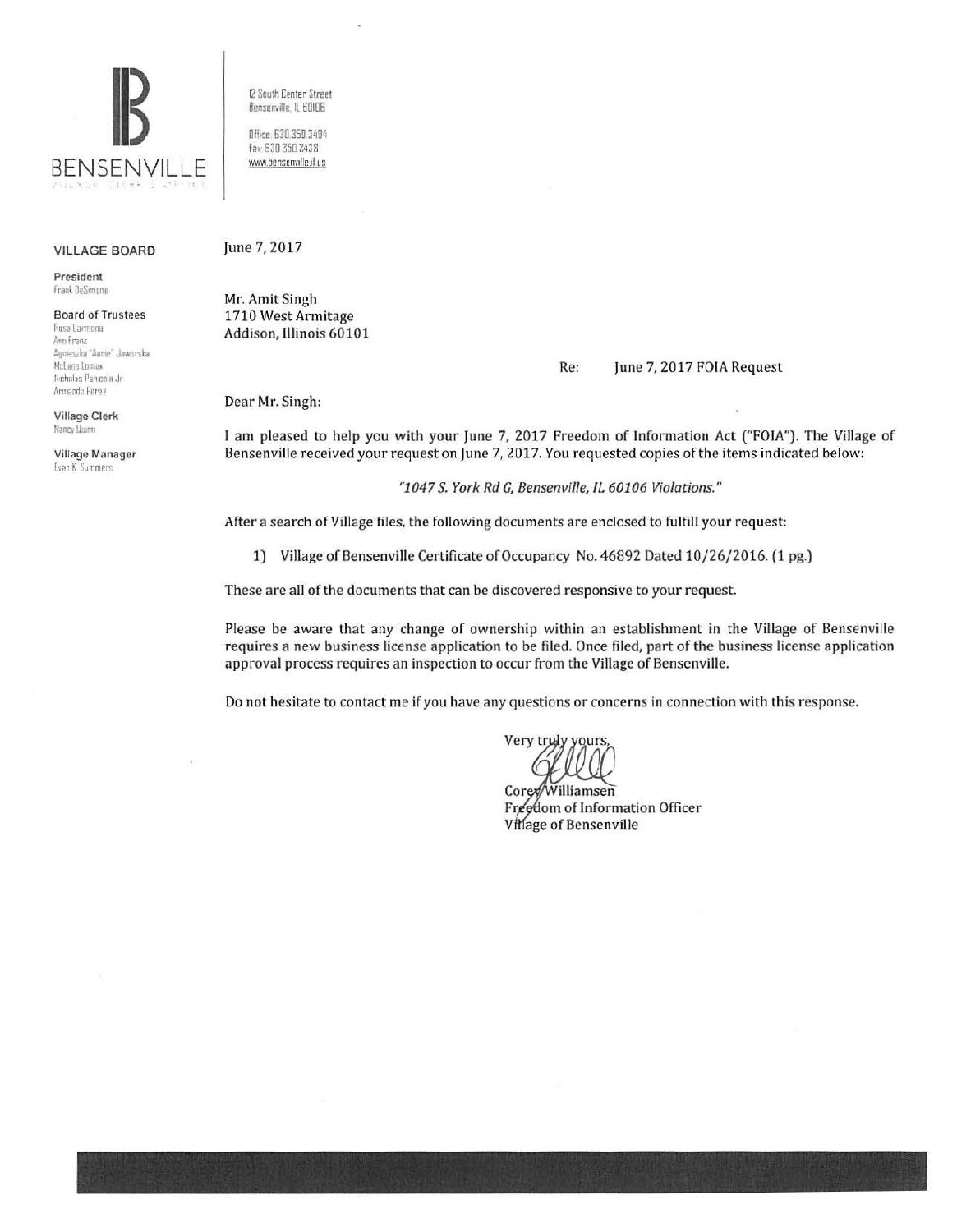BENSENVILLE

12 South Center Street
Bensenville, IL 60106

Office: 630.350.3404
Fax: 630.350.3438
www.bensenville.il.us

**VILLAGE BOARD**

**President**
Frank DeSimone

**Board of Trustees**
Rosa Carmona
Ann Franz
Agnieszka "Annie" Jaworska
McLane Lomax
Nicholas Panicola Jr.
Armando Perez

**Village Clerk**
Nancy Quinn

**Village Manager**
Evan K. Summers

June 7, 2017

Mr. Amit Singh
1710 West Armitage
Addison, Illinois 60101

Re: June 7, 2017 FOIA Request

Dear Mr. Singh:

I am pleased to help you with your June 7, 2017 Freedom of Information Act ("FOIA"). The Village of Bensenville received your request on June 7, 2017. You requested copies of the items indicated below:

*"1047 S. York Rd G, Bensenville, IL 60106 Violations."*

After a search of Village files, the following documents are enclosed to fulfill your request:

1) Village of Bensenville Certificate of Occupancy No. 46892 Dated 10/26/2016. (1 pg.)

These are all of the documents that can be discovered responsive to your request.

Please be aware that any change of ownership within an establishment in the Village of Bensenville requires a new business license application to be filed. Once filed, part of the business license application approval process requires an inspection to occur from the Village of Bensenville.

Do not hesitate to contact me if you have any questions or concerns in connection with this response.

Very truly yours,

Corey Williamsen
Freedom of Information Officer
Village of Bensenville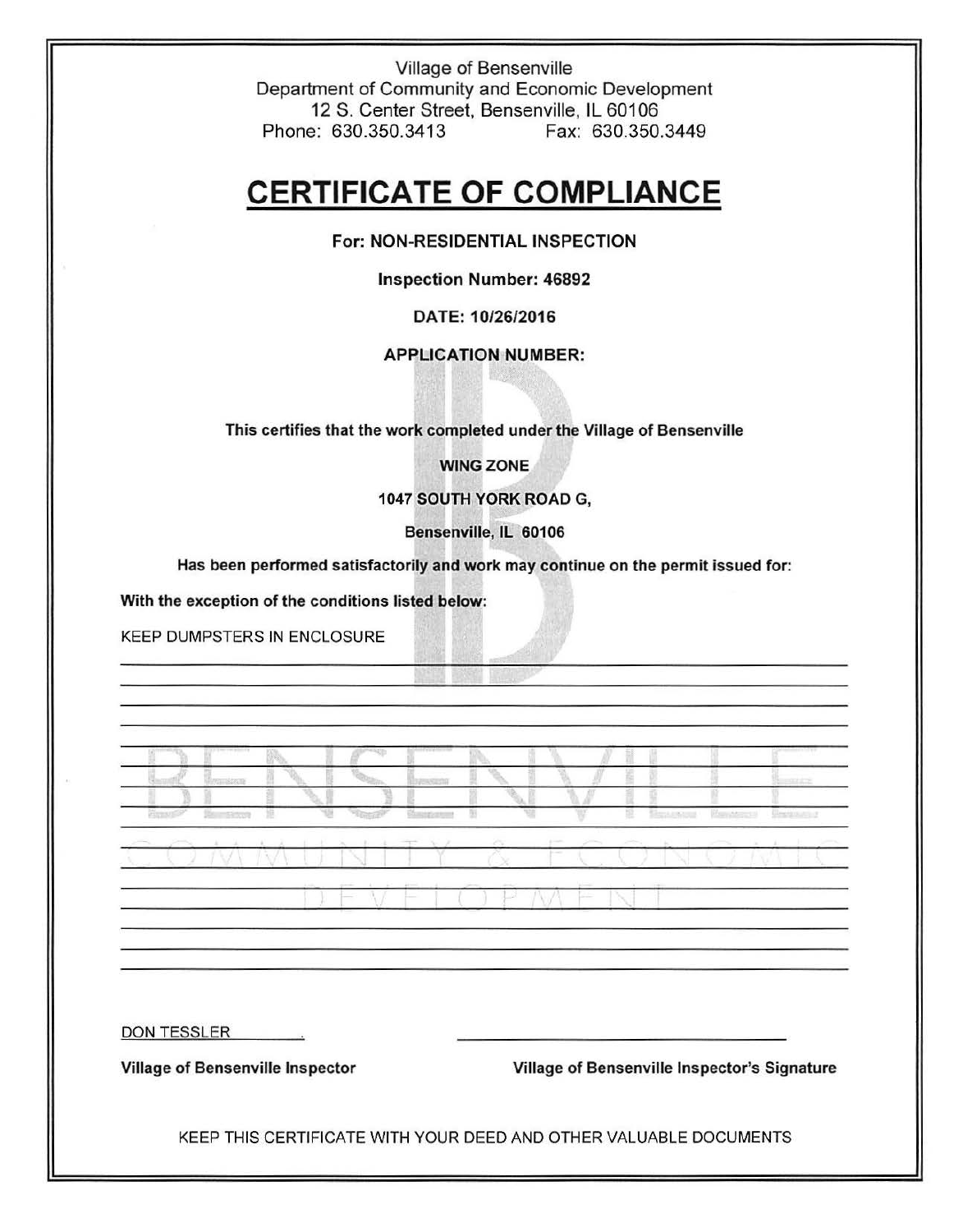Village of Bensenville
Department of Community and Economic Development
12 S. Center Street, Bensenville, IL 60106
Phone: 630.350.3413 Fax: 630.350.3449

# CERTIFICATE OF COMPLIANCE

**For: NON-RESIDENTIAL INSPECTION**

**Inspection Number: 46892**

**DATE: 10/26/2016**

**APPLICATION NUMBER:**

**This certifies that the work completed under the Village of Bensenville**

**WING ZONE**

**1047 SOUTH YORK ROAD G,**

**Bensenville, IL 60106**

**Has been performed satisfactorily and work may continue on the permit issued for:**

**With the exception of the conditions listed below:**

KEEP DUMPSTERS IN ENCLOSURE

DON TESSLER

**Village of Bensenville Inspector**

**Village of Bensenville Inspector's Signature**

KEEP THIS CERTIFICATE WITH YOUR DEED AND OTHER VALUABLE DOCUMENTS